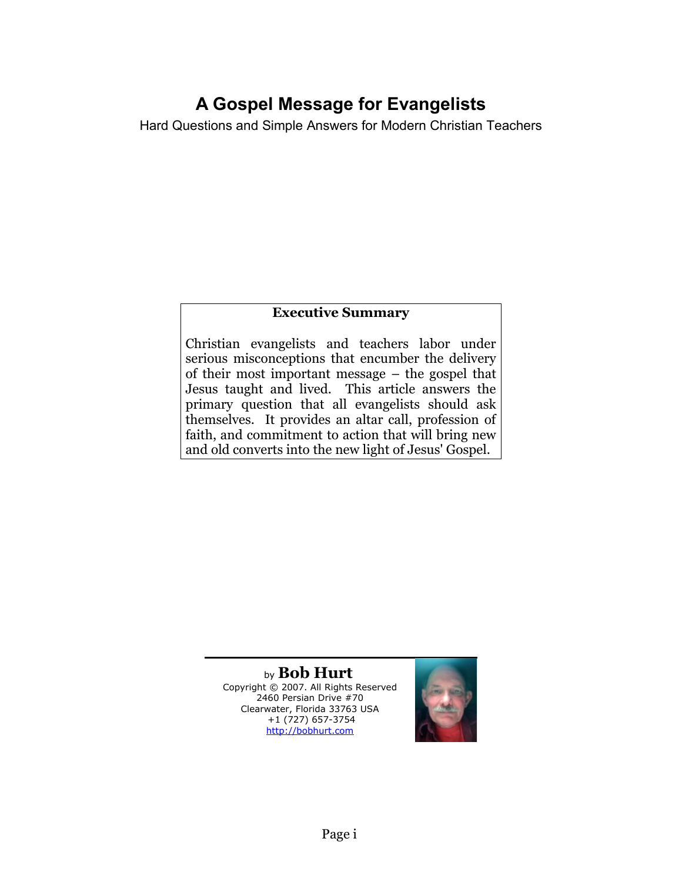# A Gospel Message for Evangelists

Hard Questions and Simple Answers for Modern Christian Teachers

**Executive Summary**

Christian evangelists and teachers labor under serious misconceptions that encumber the delivery of their most important message – the gospel that Jesus taught and lived. This article answers the primary question that all evangelists should ask themselves. It provides an altar call, profession of faith, and commitment to action that will bring new and old converts into the new light of Jesus' Gospel.

by **Bob Hurt**
Copyright © 2007. All Rights Reserved
2460 Persian Drive #70
Clearwater, Florida 33763 USA
+1 (727) 657-3754
http://bobhurt.com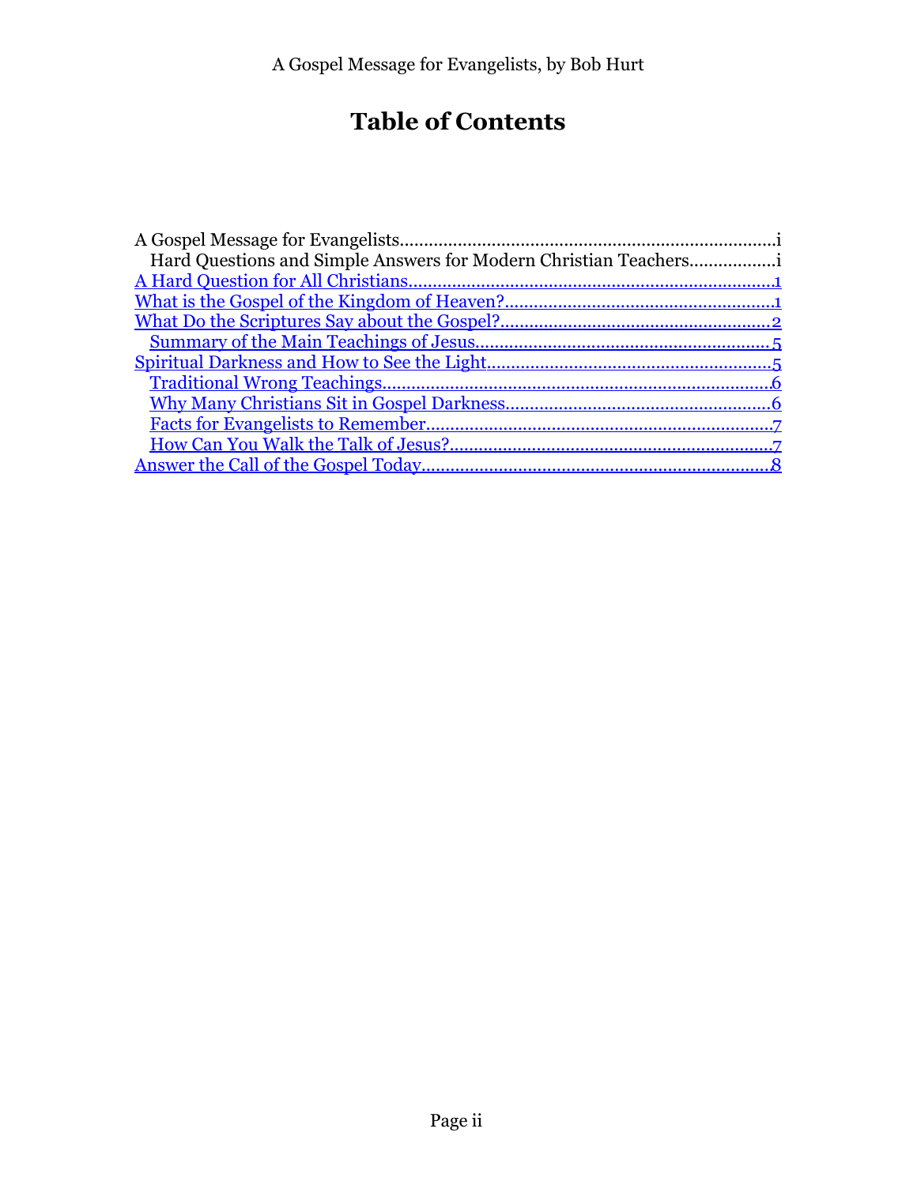# Table of Contents

A Gospel Message for Evangelists....................................................................................i
  Hard Questions and Simple Answers for Modern Christian Teachers.................i
A Hard Question for All Christians..............................................................................1
What is the Gospel of the Kingdom of Heaven?..........................................................1
What Do the Scriptures Say about the Gospel?...........................................................2
  Summary of the Main Teachings of Jesus.................................................................5
Spiritual Darkness and How to See the Light..............................................................5
  Traditional Wrong Teachings.....................................................................................6
  Why Many Christians Sit in Gospel Darkness..........................................................6
  Facts for Evangelists to Remember...........................................................................7
  How Can You Walk the Talk of Jesus?......................................................................7
Answer the Call of the Gospel Today............................................................................8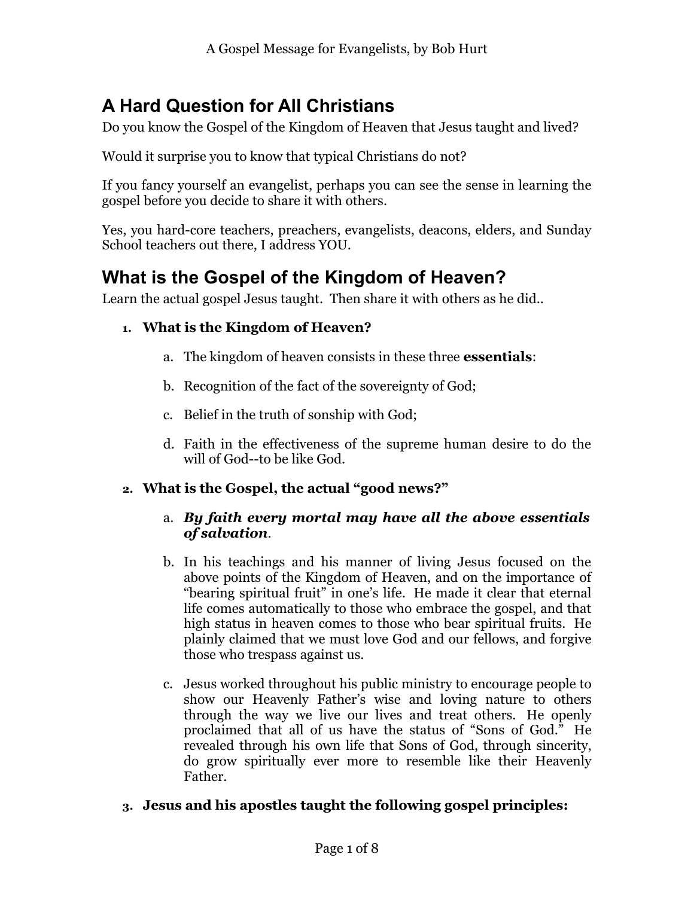## A Hard Question for All Christians

Do you know the Gospel of the Kingdom of Heaven that Jesus taught and lived?

Would it surprise you to know that typical Christians do not?

If you fancy yourself an evangelist, perhaps you can see the sense in learning the gospel before you decide to share it with others.

Yes, you hard-core teachers, preachers, evangelists, deacons, elders, and Sunday School teachers out there, I address YOU.

## What is the Gospel of the Kingdom of Heaven?

Learn the actual gospel Jesus taught. Then share it with others as he did..

1. **What is the Kingdom of Heaven?**
    a. The kingdom of heaven consists in these three **essentials**:
    b. Recognition of the fact of the sovereignty of God;
    c. Belief in the truth of sonship with God;
    d. Faith in the effectiveness of the supreme human desire to do the will of God--to be like God.
2. **What is the Gospel, the actual "good news?"**
    a. ***By faith every mortal may have all the above essentials of salvation***.
    b. In his teachings and his manner of living Jesus focused on the above points of the Kingdom of Heaven, and on the importance of "bearing spiritual fruit" in one's life. He made it clear that eternal life comes automatically to those who embrace the gospel, and that high status in heaven comes to those who bear spiritual fruits. He plainly claimed that we must love God and our fellows, and forgive those who trespass against us.
    c. Jesus worked throughout his public ministry to encourage people to show our Heavenly Father's wise and loving nature to others through the way we live our lives and treat others. He openly proclaimed that all of us have the status of "Sons of God." He revealed through his own life that Sons of God, through sincerity, do grow spiritually ever more to resemble like their Heavenly Father.
3. **Jesus and his apostles taught the following gospel principles:**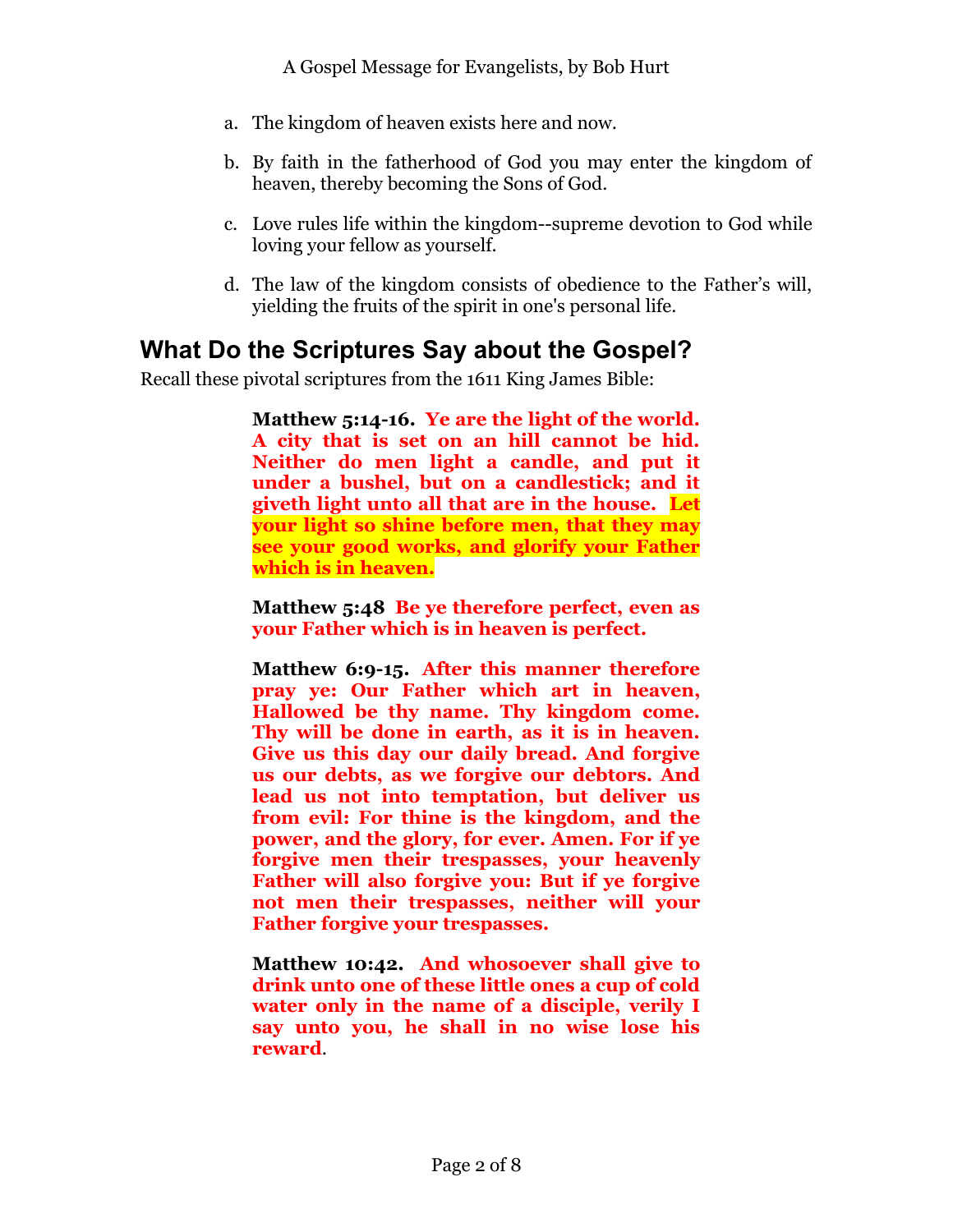a. The kingdom of heaven exists here and now.

b. By faith in the fatherhood of God you may enter the kingdom of heaven, thereby becoming the Sons of God.

c. Love rules life within the kingdom--supreme devotion to God while loving your fellow as yourself.

d. The law of the kingdom consists of obedience to the Father's will, yielding the fruits of the spirit in one's personal life.

## What Do the Scriptures Say about the Gospel?

Recall these pivotal scriptures from the 1611 King James Bible:

> **Matthew 5:14-16. Ye are the light of the world. A city that is set on an hill cannot be hid. Neither do men light a candle, and put it under a bushel, but on a candlestick; and it giveth light unto all that are in the house. Let your light so shine before men, that they may see your good works, and glorify your Father which is in heaven.**
>
> **Matthew 5:48 Be ye therefore perfect, even as your Father which is in heaven is perfect.**
>
> **Matthew 6:9-15. After this manner therefore pray ye: Our Father which art in heaven, Hallowed be thy name. Thy kingdom come. Thy will be done in earth, as it is in heaven. Give us this day our daily bread. And forgive us our debts, as we forgive our debtors. And lead us not into temptation, but deliver us from evil: For thine is the kingdom, and the power, and the glory, for ever. Amen. For if ye forgive men their trespasses, your heavenly Father will also forgive you: But if ye forgive not men their trespasses, neither will your Father forgive your trespasses.**
>
> **Matthew 10:42. And whosoever shall give to drink unto one of these little ones a cup of cold water only in the name of a disciple, verily I say unto you, he shall in no wise lose his reward**.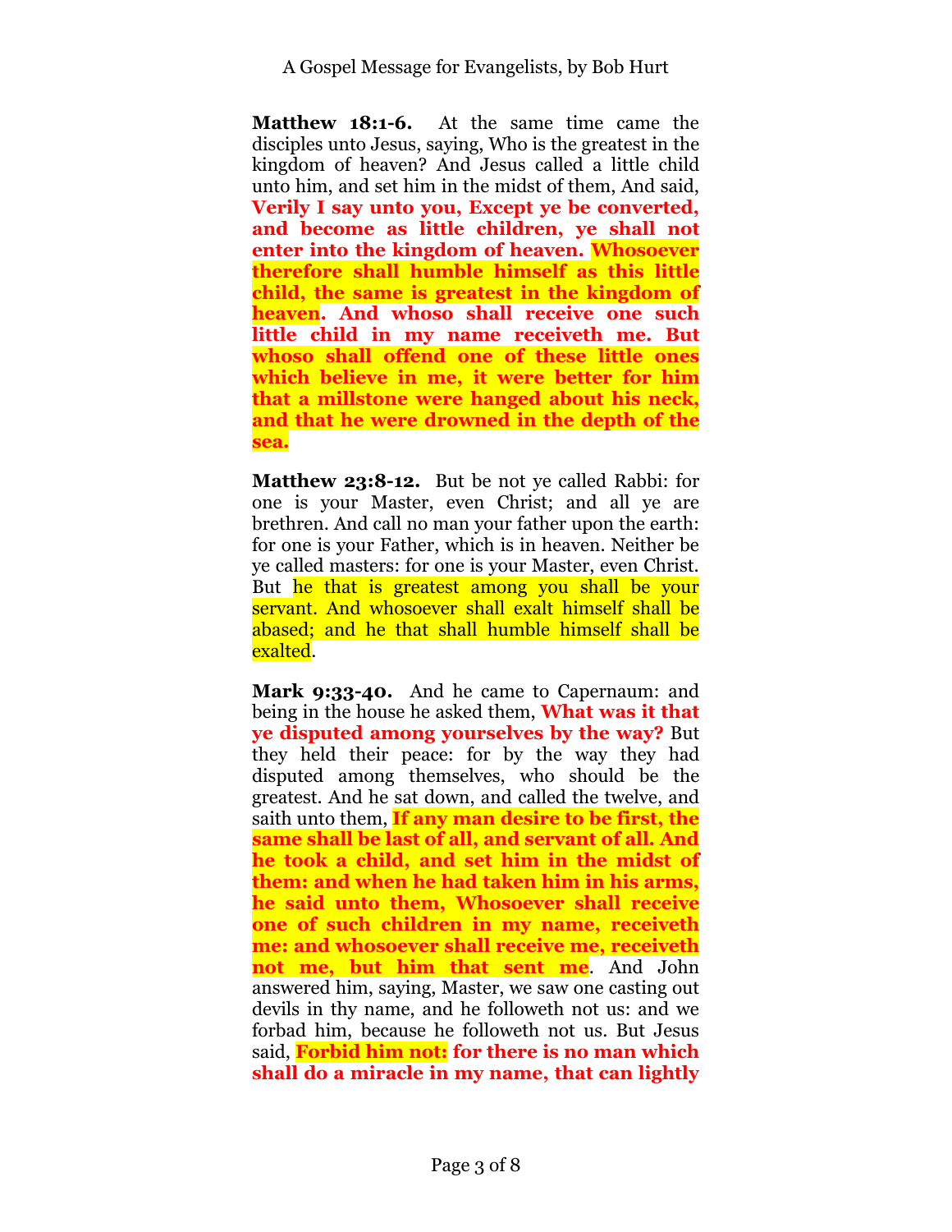**Matthew 18:1-6.** At the same time came the disciples unto Jesus, saying, Who is the greatest in the kingdom of heaven? And Jesus called a little child unto him, and set him in the midst of them, And said, **Verily I say unto you, Except ye be converted, and become as little children, ye shall not enter into the kingdom of heaven. Whosoever therefore shall humble himself as this little child, the same is greatest in the kingdom of heaven. And whoso shall receive one such little child in my name receiveth me. But whoso shall offend one of these little ones which believe in me, it were better for him that a millstone were hanged about his neck, and that he were drowned in the depth of the sea.**

**Matthew 23:8-12.** But be not ye called Rabbi: for one is your Master, even Christ; and all ye are brethren. And call no man your father upon the earth: for one is your Father, which is in heaven. Neither be ye called masters: for one is your Master, even Christ. But he that is greatest among you shall be your servant. And whosoever shall exalt himself shall be abased; and he that shall humble himself shall be exalted.

**Mark 9:33-40.** And he came to Capernaum: and being in the house he asked them, **What was it that ye disputed among yourselves by the way?** But they held their peace: for by the way they had disputed among themselves, who should be the greatest. And he sat down, and called the twelve, and saith unto them, **If any man desire to be first, the same shall be last of all, and servant of all. And he took a child, and set him in the midst of them: and when he had taken him in his arms, he said unto them, Whosoever shall receive one of such children in my name, receiveth me: and whosoever shall receive me, receiveth not me, but him that sent me**. And John answered him, saying, Master, we saw one casting out devils in thy name, and he followeth not us: and we forbad him, because he followeth not us. But Jesus said, **Forbid him not: for there is no man which shall do a miracle in my name, that can lightly**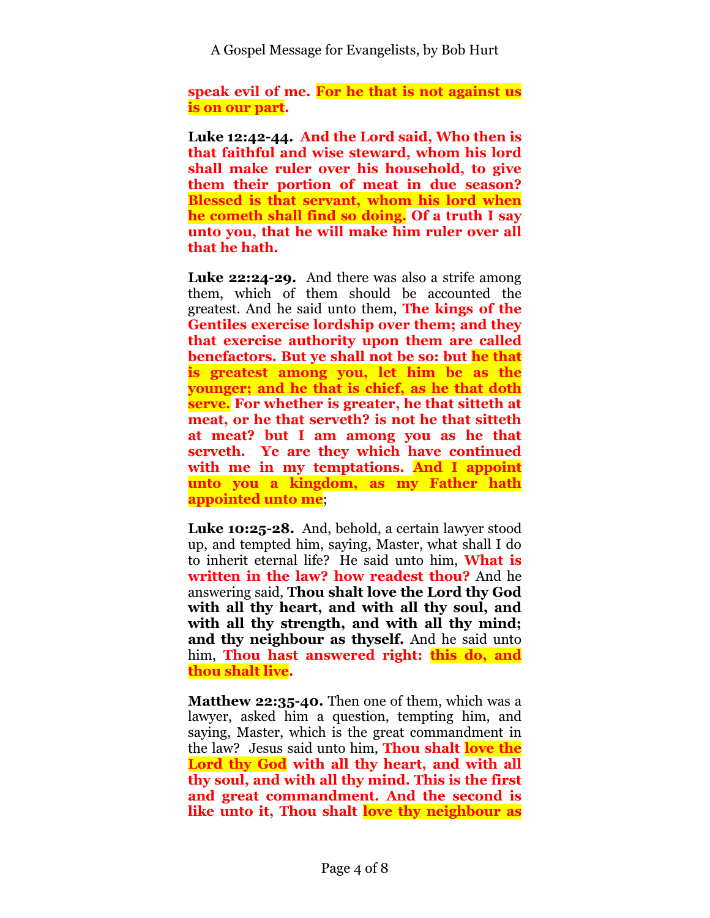**speak evil of me. For he that is not against us is on our part.**

**Luke 12:42-44.** **And the Lord said, Who then is that faithful and wise steward, whom his lord shall make ruler over his household, to give them their portion of meat in due season? Blessed is that servant, whom his lord when he cometh shall find so doing. Of a truth I say unto you, that he will make him ruler over all that he hath.**

**Luke 22:24-29.** And there was also a strife among them, which of them should be accounted the greatest. And he said unto them, **The kings of the Gentiles exercise lordship over them; and they that exercise authority upon them are called benefactors. But ye shall not be so: but he that is greatest among you, let him be as the younger; and he that is chief, as he that doth serve. For whether is greater, he that sitteth at meat, or he that serveth? is not he that sitteth at meat? but I am among you as he that serveth. Ye are they which have continued with me in my temptations. And I appoint unto you a kingdom, as my Father hath appointed unto me**;

**Luke 10:25-28.** And, behold, a certain lawyer stood up, and tempted him, saying, Master, what shall I do to inherit eternal life? He said unto him, **What is written in the law? how readest thou?** And he answering said, **Thou shalt love the Lord thy God with all thy heart, and with all thy soul, and with all thy strength, and with all thy mind; and thy neighbour as thyself.** And he said unto him, **Thou hast answered right: this do, and thou shalt live.**

**Matthew 22:35-40.** Then one of them, which was a lawyer, asked him a question, tempting him, and saying, Master, which is the great commandment in the law? Jesus said unto him, **Thou shalt love the Lord thy God with all thy heart, and with all thy soul, and with all thy mind. This is the first and great commandment. And the second is like unto it, Thou shalt love thy neighbour as**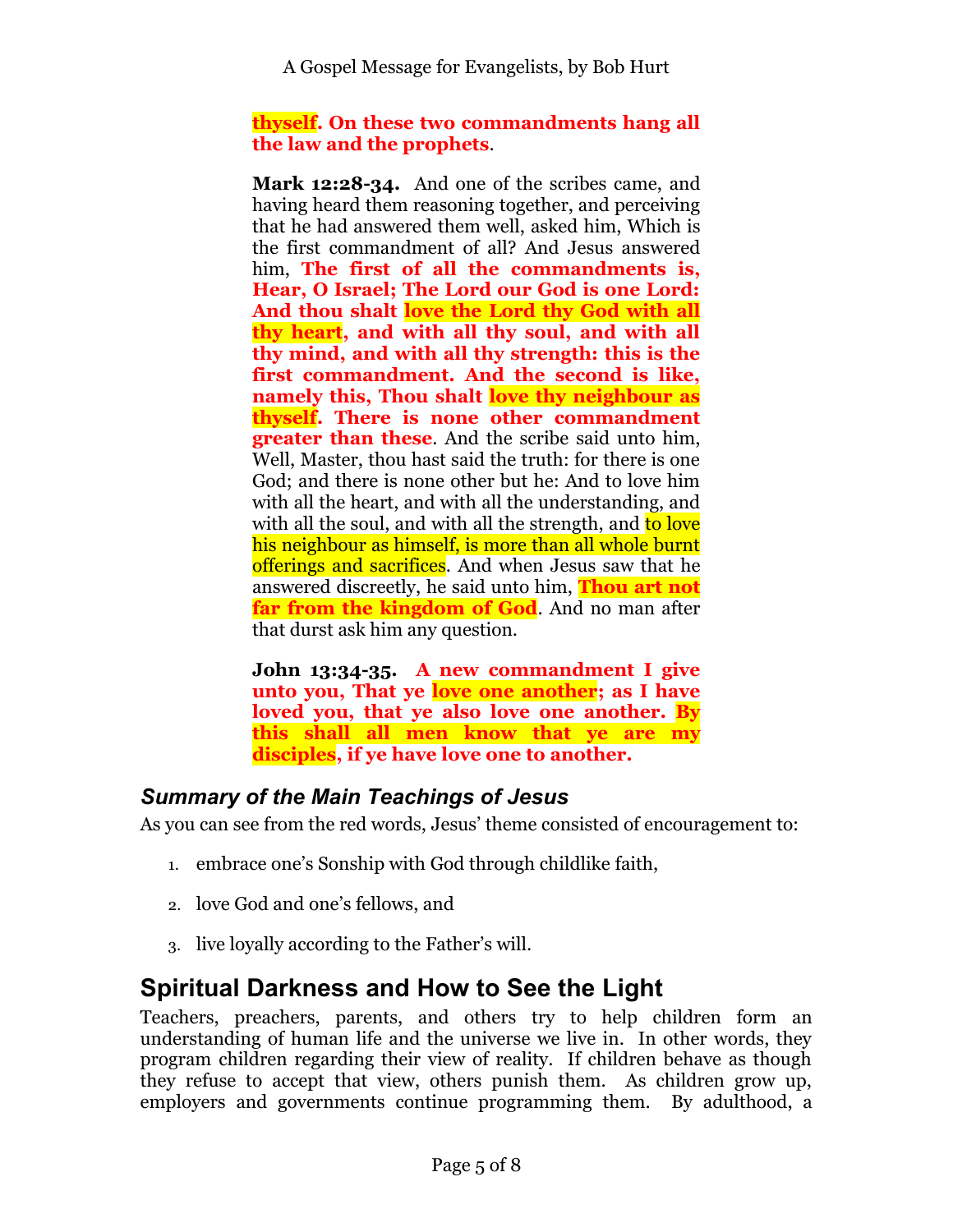**thyself. On these two commandments hang all the law and the prophets**.

**Mark 12:28-34.** And one of the scribes came, and having heard them reasoning together, and perceiving that he had answered them well, asked him, Which is the first commandment of all? And Jesus answered him, **The first of all the commandments is, Hear, O Israel; The Lord our God is one Lord: And thou shalt love the Lord thy God with all thy heart, and with all thy soul, and with all thy mind, and with all thy strength: this is the first commandment. And the second is like, namely this, Thou shalt love thy neighbour as thyself. There is none other commandment greater than these**. And the scribe said unto him, Well, Master, thou hast said the truth: for there is one God; and there is none other but he: And to love him with all the heart, and with all the understanding, and with all the soul, and with all the strength, and to love his neighbour as himself, is more than all whole burnt offerings and sacrifices. And when Jesus saw that he answered discreetly, he said unto him, **Thou art not far from the kingdom of God**. And no man after that durst ask him any question.

**John 13:34-35.** **A new commandment I give unto you, That ye love one another; as I have loved you, that ye also love one another. By this shall all men know that ye are my disciples, if ye have love one to another.**

### *Summary of the Main Teachings of Jesus*

As you can see from the red words, Jesus' theme consisted of encouragement to:

1. embrace one's Sonship with God through childlike faith,
2. love God and one's fellows, and
3. live loyally according to the Father's will.

## Spiritual Darkness and How to See the Light

Teachers, preachers, parents, and others try to help children form an understanding of human life and the universe we live in. In other words, they program children regarding their view of reality. If children behave as though they refuse to accept that view, others punish them. As children grow up, employers and governments continue programming them. By adulthood, a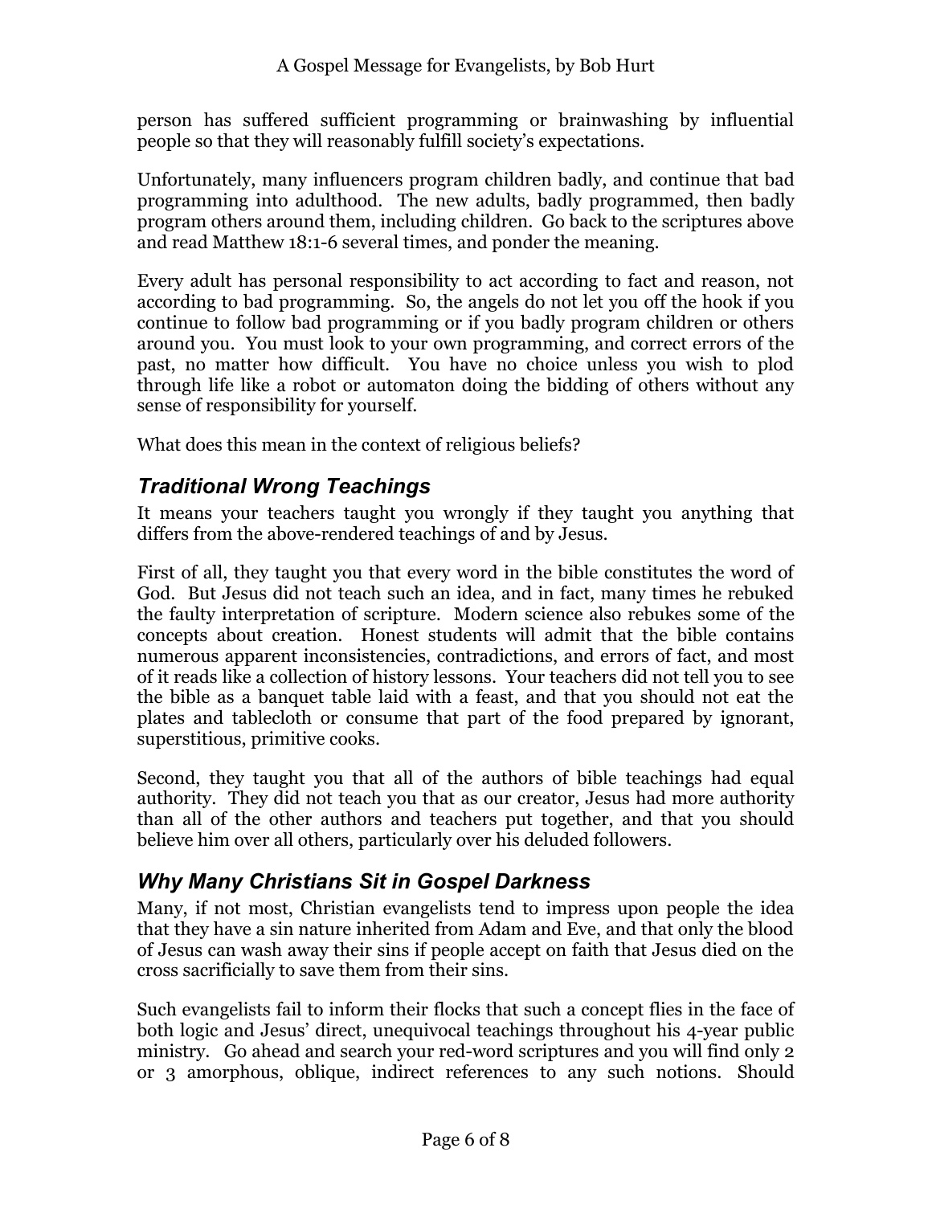person has suffered sufficient programming or brainwashing by influential people so that they will reasonably fulfill society's expectations.

Unfortunately, many influencers program children badly, and continue that bad programming into adulthood. The new adults, badly programmed, then badly program others around them, including children. Go back to the scriptures above and read Matthew 18:1-6 several times, and ponder the meaning.

Every adult has personal responsibility to act according to fact and reason, not according to bad programming. So, the angels do not let you off the hook if you continue to follow bad programming or if you badly program children or others around you. You must look to your own programming, and correct errors of the past, no matter how difficult. You have no choice unless you wish to plod through life like a robot or automaton doing the bidding of others without any sense of responsibility for yourself.

What does this mean in the context of religious beliefs?

## *Traditional Wrong Teachings*

It means your teachers taught you wrongly if they taught you anything that differs from the above-rendered teachings of and by Jesus.

First of all, they taught you that every word in the bible constitutes the word of God. But Jesus did not teach such an idea, and in fact, many times he rebuked the faulty interpretation of scripture. Modern science also rebukes some of the concepts about creation. Honest students will admit that the bible contains numerous apparent inconsistencies, contradictions, and errors of fact, and most of it reads like a collection of history lessons. Your teachers did not tell you to see the bible as a banquet table laid with a feast, and that you should not eat the plates and tablecloth or consume that part of the food prepared by ignorant, superstitious, primitive cooks.

Second, they taught you that all of the authors of bible teachings had equal authority. They did not teach you that as our creator, Jesus had more authority than all of the other authors and teachers put together, and that you should believe him over all others, particularly over his deluded followers.

## *Why Many Christians Sit in Gospel Darkness*

Many, if not most, Christian evangelists tend to impress upon people the idea that they have a sin nature inherited from Adam and Eve, and that only the blood of Jesus can wash away their sins if people accept on faith that Jesus died on the cross sacrificially to save them from their sins.

Such evangelists fail to inform their flocks that such a concept flies in the face of both logic and Jesus' direct, unequivocal teachings throughout his 4-year public ministry. Go ahead and search your red-word scriptures and you will find only 2 or 3 amorphous, oblique, indirect references to any such notions. Should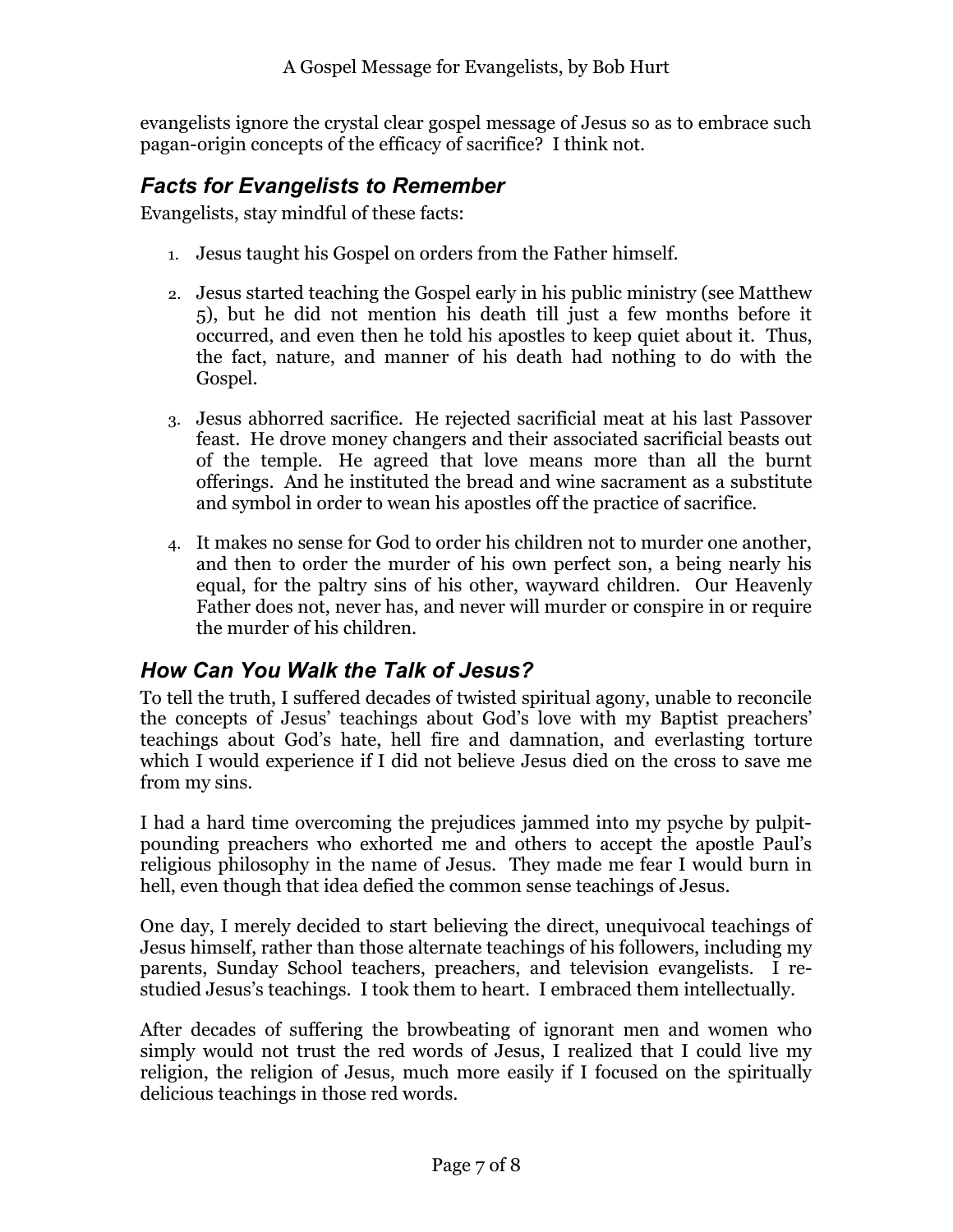evangelists ignore the crystal clear gospel message of Jesus so as to embrace such pagan-origin concepts of the efficacy of sacrifice? I think not.

## *Facts for Evangelists to Remember*

Evangelists, stay mindful of these facts:

1. Jesus taught his Gospel on orders from the Father himself.

2. Jesus started teaching the Gospel early in his public ministry (see Matthew 5), but he did not mention his death till just a few months before it occurred, and even then he told his apostles to keep quiet about it. Thus, the fact, nature, and manner of his death had nothing to do with the Gospel.

3. Jesus abhorred sacrifice. He rejected sacrificial meat at his last Passover feast. He drove money changers and their associated sacrificial beasts out of the temple. He agreed that love means more than all the burnt offerings. And he instituted the bread and wine sacrament as a substitute and symbol in order to wean his apostles off the practice of sacrifice.

4. It makes no sense for God to order his children not to murder one another, and then to order the murder of his own perfect son, a being nearly his equal, for the paltry sins of his other, wayward children. Our Heavenly Father does not, never has, and never will murder or conspire in or require the murder of his children.

## *How Can You Walk the Talk of Jesus?*

To tell the truth, I suffered decades of twisted spiritual agony, unable to reconcile the concepts of Jesus' teachings about God's love with my Baptist preachers' teachings about God's hate, hell fire and damnation, and everlasting torture which I would experience if I did not believe Jesus died on the cross to save me from my sins.

I had a hard time overcoming the prejudices jammed into my psyche by pulpit-pounding preachers who exhorted me and others to accept the apostle Paul's religious philosophy in the name of Jesus. They made me fear I would burn in hell, even though that idea defied the common sense teachings of Jesus.

One day, I merely decided to start believing the direct, unequivocal teachings of Jesus himself, rather than those alternate teachings of his followers, including my parents, Sunday School teachers, preachers, and television evangelists. I re-studied Jesus's teachings. I took them to heart. I embraced them intellectually.

After decades of suffering the browbeating of ignorant men and women who simply would not trust the red words of Jesus, I realized that I could live my religion, the religion of Jesus, much more easily if I focused on the spiritually delicious teachings in those red words.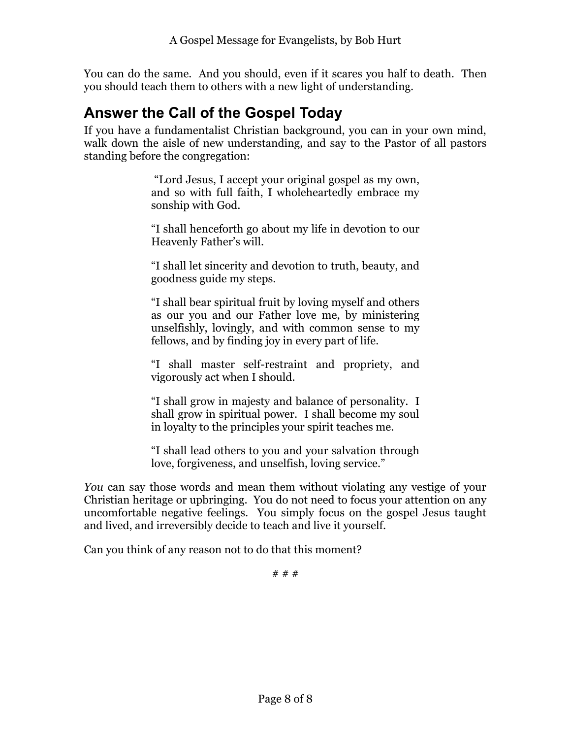You can do the same. And you should, even if it scares you half to death. Then you should teach them to others with a new light of understanding.

## Answer the Call of the Gospel Today

If you have a fundamentalist Christian background, you can in your own mind, walk down the aisle of new understanding, and say to the Pastor of all pastors standing before the congregation:

> "Lord Jesus, I accept your original gospel as my own, and so with full faith, I wholeheartedly embrace my sonship with God.
>
> "I shall henceforth go about my life in devotion to our Heavenly Father's will.
>
> "I shall let sincerity and devotion to truth, beauty, and goodness guide my steps.
>
> "I shall bear spiritual fruit by loving myself and others as our you and our Father love me, by ministering unselfishly, lovingly, and with common sense to my fellows, and by finding joy in every part of life.
>
> "I shall master self-restraint and propriety, and vigorously act when I should.
>
> "I shall grow in majesty and balance of personality. I shall grow in spiritual power. I shall become my soul in loyalty to the principles your spirit teaches me.
>
> "I shall lead others to you and your salvation through love, forgiveness, and unselfish, loving service."

*You* can say those words and mean them without violating any vestige of your Christian heritage or upbringing. You do not need to focus your attention on any uncomfortable negative feelings. You simply focus on the gospel Jesus taught and lived, and irreversibly decide to teach and live it yourself.

Can you think of any reason not to do that this moment?

# # #